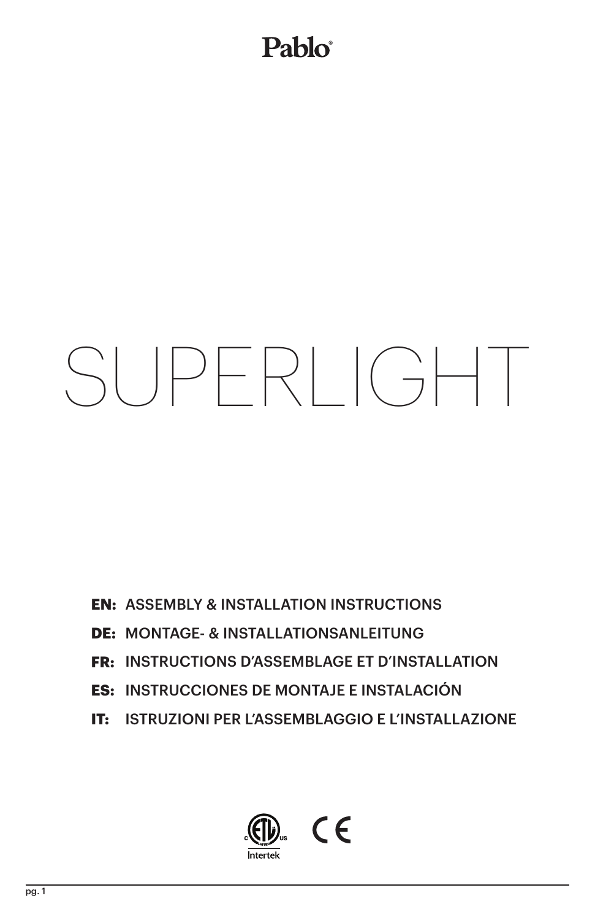Pablo®

# SUPERLIGHT

**EN:** ASSEMBLY & INSTALLATION INSTRUCTIONS

**DE:** MONTAGE- & INSTALLATIONSANLEITUNG

**FR:** INSTRUCTIONS D'ASSEMBLAGE ET D'INSTALLATION

**ES:** INSTRUCCIONES DE MONTAJE E INSTALACIÓN

**IT:** ISTRUZIONI PER L'ASSEMBLAGGIO E L'INSTALLAZIONE

Intertek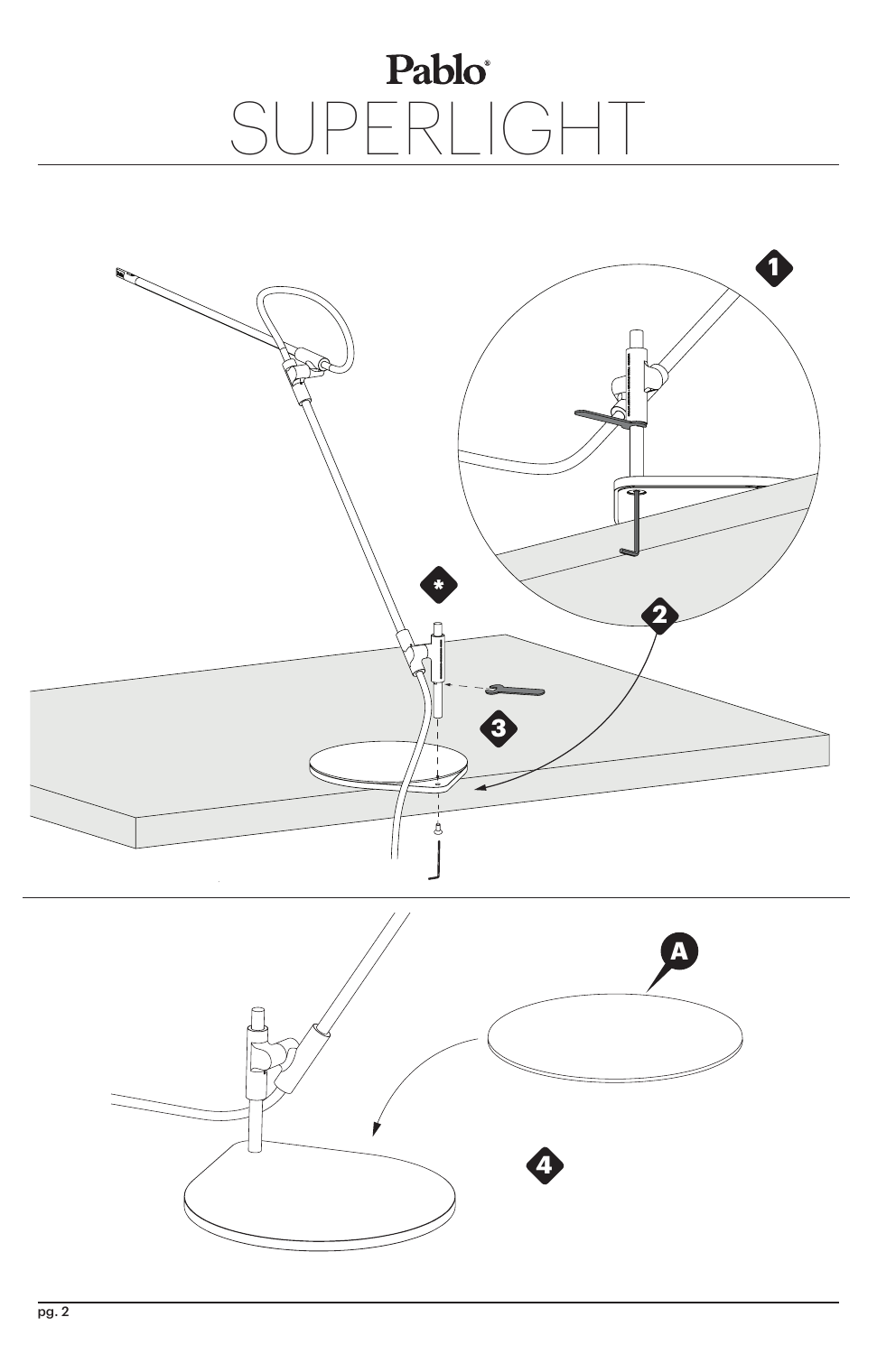# Pablo®

# SUPERLIGHT

1

*

2

3

A

4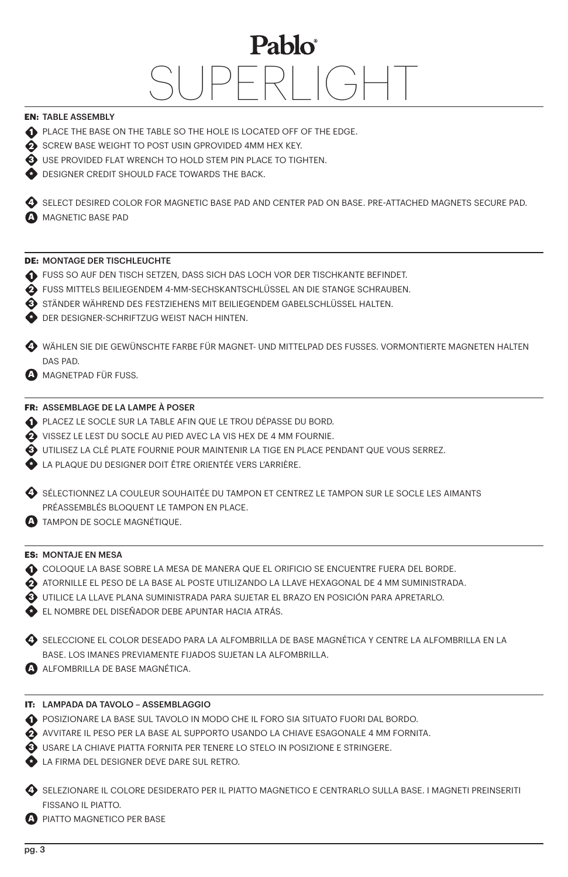# Pablo®

# SUPERLIGHT

## EN: TABLE ASSEMBLY

1. PLACE THE BASE ON THE TABLE SO THE HOLE IS LOCATED OFF OF THE EDGE.
2. SCREW BASE WEIGHT TO POST USIN GPROVIDED 4MM HEX KEY.
3. USE PROVIDED FLAT WRENCH TO HOLD STEM PIN PLACE TO TIGHTEN.

* DESIGNER CREDIT SHOULD FACE TOWARDS THE BACK.

4. SELECT DESIRED COLOR FOR MAGNETIC BASE PAD AND CENTER PAD ON BASE. PRE-ATTACHED MAGNETS SECURE PAD.

A. MAGNETIC BASE PAD

## DE: MONTAGE DER TISCHLEUCHTE

1. FUSS SO AUF DEN TISCH SETZEN, DASS SICH DAS LOCH VOR DER TISCHKANTE BEFINDET.
2. FUSS MITTELS BEILIEGENDEM 4-MM-SECHSKANTSCHLÜSSEL AN DIE STANGE SCHRAUBEN.
3. STÄNDER WÄHREND DES FESTZIEHENS MIT BEILIEGENDEM GABELSCHLÜSSEL HALTEN.

* DER DESIGNER-SCHRIFTZUG WEIST NACH HINTEN.

4. WÄHLEN SIE DIE GEWÜNSCHTE FARBE FÜR MAGNET- UND MITTELPAD DES FUSSES. VORMONTIERTE MAGNETEN HALTEN DAS PAD.

A. MAGNETPAD FÜR FUSS.

## FR: ASSEMBLAGE DE LA LAMPE À POSER

1. PLACEZ LE SOCLE SUR LA TABLE AFIN QUE LE TROU DÉPASSE DU BORD.
2. VISSEZ LE LEST DU SOCLE AU PIED AVEC LA VIS HEX DE 4 MM FOURNIE.
3. UTILISEZ LA CLÉ PLATE FOURNIE POUR MAINTENIR LA TIGE EN PLACE PENDANT QUE VOUS SERREZ.

* LA PLAQUE DU DESIGNER DOIT ÊTRE ORIENTÉE VERS L'ARRIÈRE.

4. SÉLECTIONNEZ LA COULEUR SOUHAITÉE DU TAMPON ET CENTREZ LE TAMPON SUR LE SOCLE LES AIMANTS PRÉASSEMBLÉS BLOQUENT LE TAMPON EN PLACE.

A. TAMPON DE SOCLE MAGNÉTIQUE.

## ES: MONTAJE EN MESA

1. COLOQUE LA BASE SOBRE LA MESA DE MANERA QUE EL ORIFICIO SE ENCUENTRE FUERA DEL BORDE.
2. ATORNILLE EL PESO DE LA BASE AL POSTE UTILIZANDO LA LLAVE HEXAGONAL DE 4 MM SUMINISTRADA.
3. UTILICE LA LLAVE PLANA SUMINISTRADA PARA SUJETAR EL BRAZO EN POSICIÓN PARA APRETARLO.

* EL NOMBRE DEL DISEÑADOR DEBE APUNTAR HACIA ATRÁS.

4. SELECCIONE EL COLOR DESEADO PARA LA ALFOMBRILLA DE BASE MAGNÉTICA Y CENTRE LA ALFOMBRILLA EN LA BASE. LOS IMANES PREVIAMENTE FIJADOS SUJETAN LA ALFOMBRILLA.

A. ALFOMBRILLA DE BASE MAGNÉTICA.

## IT: LAMPADA DA TAVOLO – ASSEMBLAGGIO

1. POSIZIONARE LA BASE SUL TAVOLO IN MODO CHE IL FORO SIA SITUATO FUORI DAL BORDO.
2. AVVITARE IL PESO PER LA BASE AL SUPPORTO USANDO LA CHIAVE ESAGONALE 4 MM FORNITA.
3. USARE LA CHIAVE PIATTA FORNITA PER TENERE LO STELO IN POSIZIONE E STRINGERE.

* LA FIRMA DEL DESIGNER DEVE DARE SUL RETRO.

4. SELEZIONARE IL COLORE DESIDERATO PER IL PIATTO MAGNETICO E CENTRARLO SULLA BASE. I MAGNETI PREINSERITI FISSANO IL PIATTO.

A. PIATTO MAGNETICO PER BASE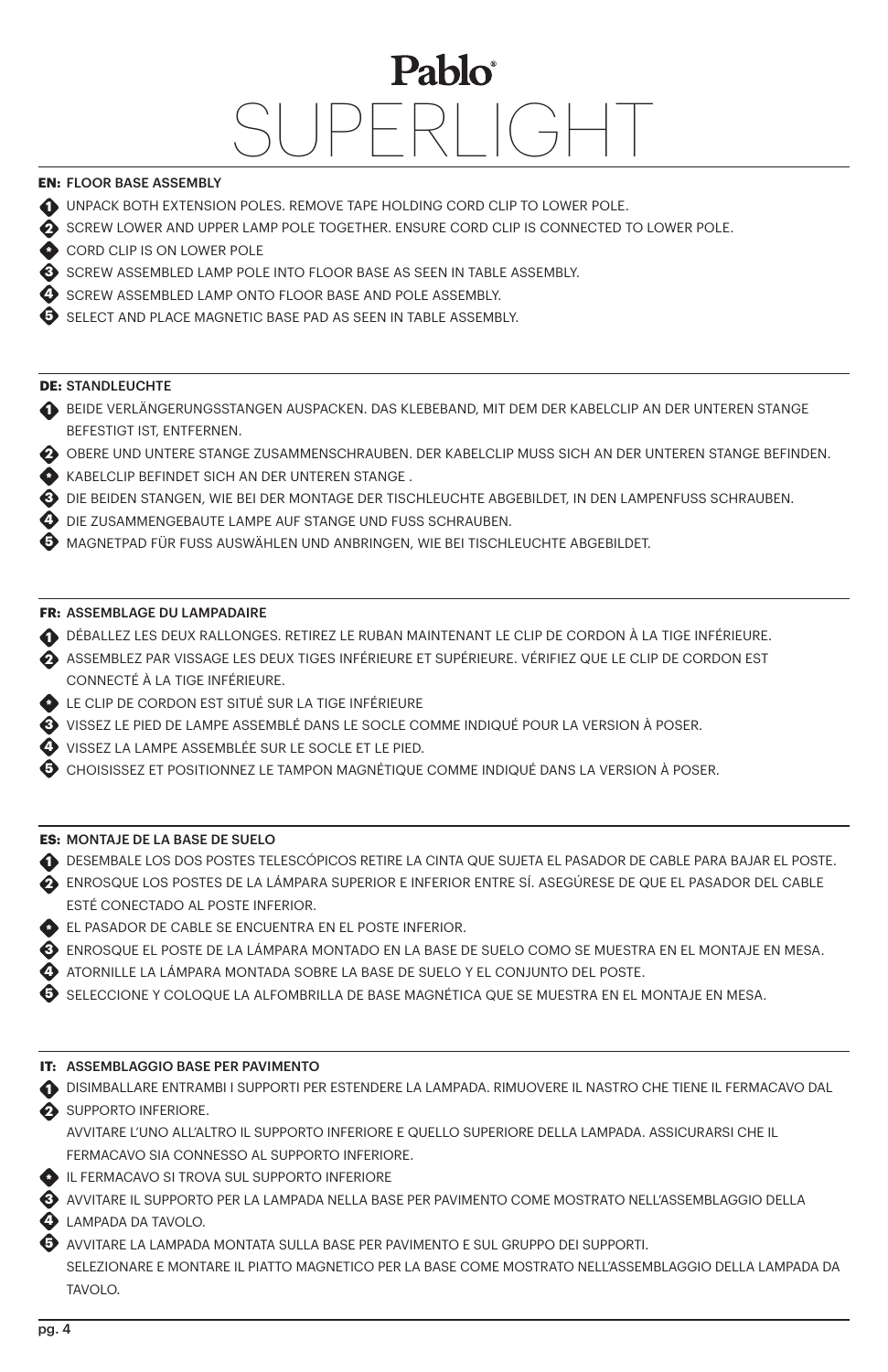# Pablo®
# SUPERLIGHT

**EN: FLOOR BASE ASSEMBLY**

1. UNPACK BOTH EXTENSION POLES. REMOVE TAPE HOLDING CORD CLIP TO LOWER POLE.
2. SCREW LOWER AND UPPER LAMP POLE TOGETHER. ENSURE CORD CLIP IS CONNECTED TO LOWER POLE.

\* CORD CLIP IS ON LOWER POLE

3. SCREW ASSEMBLED LAMP POLE INTO FLOOR BASE AS SEEN IN TABLE ASSEMBLY.
4. SCREW ASSEMBLED LAMP ONTO FLOOR BASE AND POLE ASSEMBLY.
5. SELECT AND PLACE MAGNETIC BASE PAD AS SEEN IN TABLE ASSEMBLY.

**DE: STANDLEUCHTE**

1. BEIDE VERLÄNGERUNGSSTANGEN AUSPACKEN. DAS KLEBEBAND, MIT DEM DER KABELCLIP AN DER UNTEREN STANGE BEFESTIGT IST, ENTFERNEN.
2. OBERE UND UNTERE STANGE ZUSAMMENSCHRAUBEN. DER KABELCLIP MUSS SICH AN DER UNTEREN STANGE BEFINDEN.

\* KABELCLIP BEFINDET SICH AN DER UNTEREN STANGE .

3. DIE BEIDEN STANGEN, WIE BEI DER MONTAGE DER TISCHLEUCHTE ABGEBILDET, IN DEN LAMPENFUSS SCHRAUBEN.
4. DIE ZUSAMMENGEBAUTE LAMPE AUF STANGE UND FUSS SCHRAUBEN.
5. MAGNETPAD FÜR FUSS AUSWÄHLEN UND ANBRINGEN, WIE BEI TISCHLEUCHTE ABGEBILDET.

**FR: ASSEMBLAGE DU LAMPADAIRE**

1. DÉBALLEZ LES DEUX RALLONGES. RETIREZ LE RUBAN MAINTENANT LE CLIP DE CORDON À LA TIGE INFÉRIEURE.
2. ASSEMBLEZ PAR VISSAGE LES DEUX TIGES INFÉRIEURE ET SUPÉRIEURE. VÉRIFIEZ QUE LE CLIP DE CORDON EST CONNECTÉ À LA TIGE INFÉRIEURE.

\* LE CLIP DE CORDON EST SITUÉ SUR LA TIGE INFÉRIEURE

3. VISSEZ LE PIED DE LAMPE ASSEMBLÉ DANS LE SOCLE COMME INDIQUÉ POUR LA VERSION À POSER.
4. VISSEZ LA LAMPE ASSEMBLÉE SUR LE SOCLE ET LE PIED.
5. CHOISISSEZ ET POSITIONNEZ LE TAMPON MAGNÉTIQUE COMME INDIQUÉ DANS LA VERSION À POSER.

**ES: MONTAJE DE LA BASE DE SUELO**

1. DESEMBALE LOS DOS POSTES TELESCÓPICOS RETIRE LA CINTA QUE SUJETA EL PASADOR DE CABLE PARA BAJAR EL POSTE.
2. ENROSQUE LOS POSTES DE LA LÁMPARA SUPERIOR E INFERIOR ENTRE SÍ. ASEGÚRESE DE QUE EL PASADOR DEL CABLE ESTÉ CONECTADO AL POSTE INFERIOR.

\* EL PASADOR DE CABLE SE ENCUENTRA EN EL POSTE INFERIOR.

3. ENROSQUE EL POSTE DE LA LÁMPARA MONTADO EN LA BASE DE SUELO COMO SE MUESTRA EN EL MONTAJE EN MESA.
4. ATORNILLE LA LÁMPARA MONTADA SOBRE LA BASE DE SUELO Y EL CONJUNTO DEL POSTE.
5. SELECCIONE Y COLOQUE LA ALFOMBRILLA DE BASE MAGNÉTICA QUE SE MUESTRA EN EL MONTAJE EN MESA.

**IT: ASSEMBLAGGIO BASE PER PAVIMENTO**

1. DISIMBALLARE ENTRAMBI I SUPPORTI PER ESTENDERE LA LAMPADA. RIMUOVERE IL NASTRO CHE TIENE IL FERMACAVO DAL SUPPORTO INFERIORE.
2. AVVITARE L'UNO ALL'ALTRO IL SUPPORTO INFERIORE E QUELLO SUPERIORE DELLA LAMPADA. ASSICURARSI CHE IL FERMACAVO SIA CONNESSO AL SUPPORTO INFERIORE.

\* IL FERMACAVO SI TROVA SUL SUPPORTO INFERIORE

3. AVVITARE IL SUPPORTO PER LA LAMPADA NELLA BASE PER PAVIMENTO COME MOSTRATO NELL'ASSEMBLAGGIO DELLA LAMPADA DA TAVOLO.
4. AVVITARE LA LAMPADA MONTATA SULLA BASE PER PAVIMENTO E SUL GRUPPO DEI SUPPORTI.
5. SELEZIONARE E MONTARE IL PIATTO MAGNETICO PER LA BASE COME MOSTRATO NELL'ASSEMBLAGGIO DELLA LAMPADA DA TAVOLO.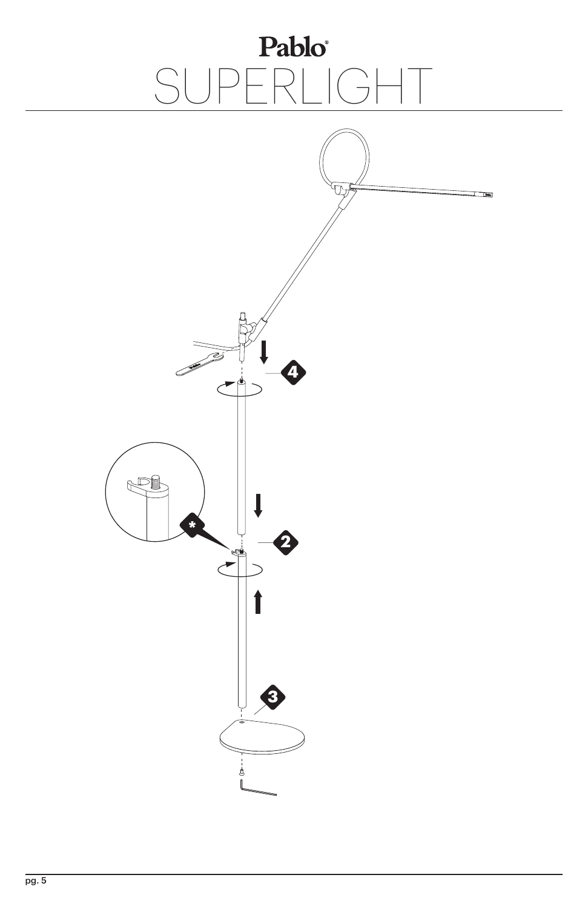# Pablo®
# SUPERLIGHT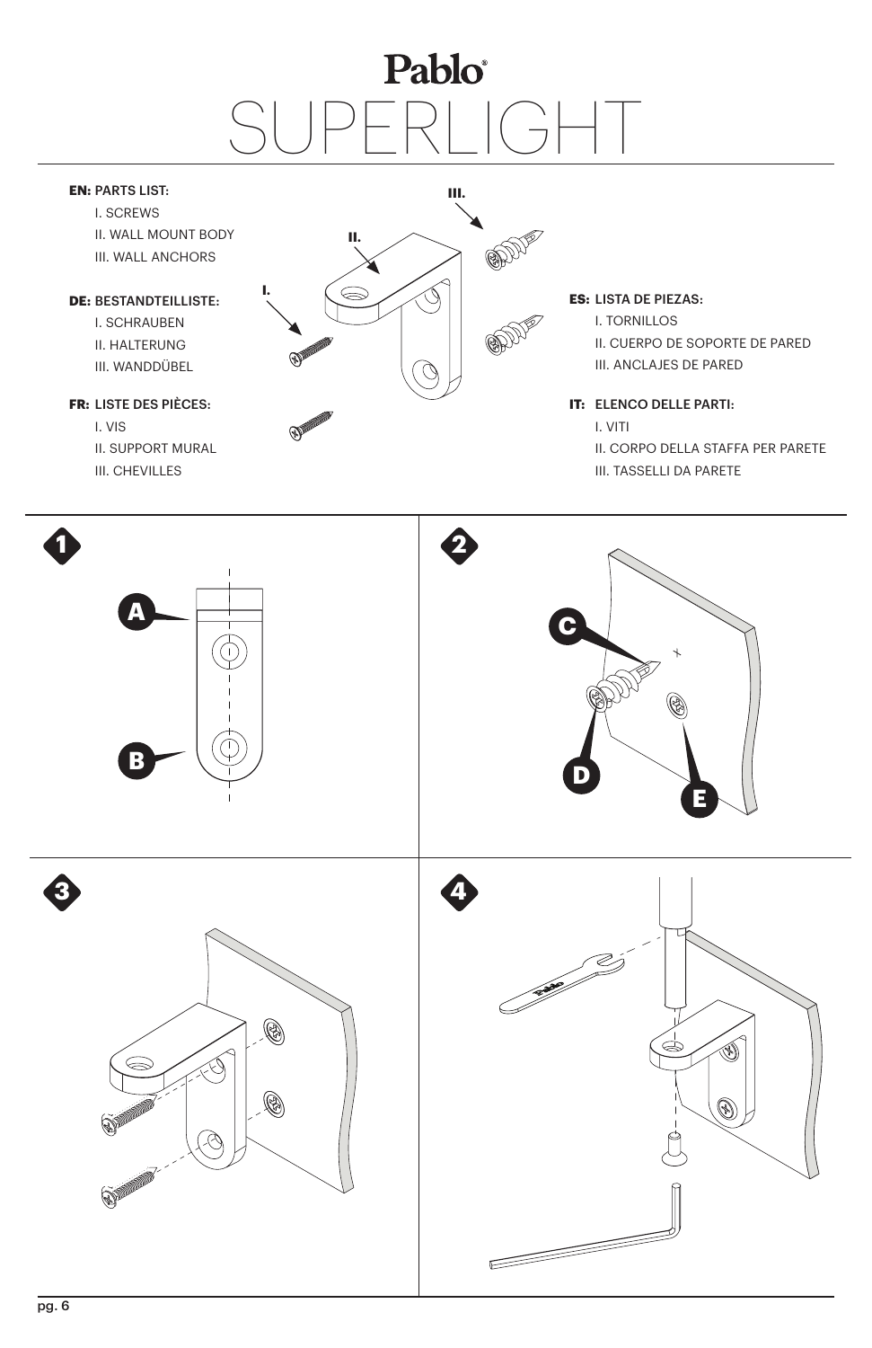# Pablo

# SUPERLIGHT

**EN:** PARTS LIST:

I. SCREWS
II. WALL MOUNT BODY
III. WALL ANCHORS

**DE:** BESTANDTEILLISTE:

I. SCHRAUBEN
II. HALTERUNG
III. WANDDÜBEL

**FR:** LISTE DES PIÈCES:

I. VIS
II. SUPPORT MURAL
III. CHEVILLES

**ES:** LISTA DE PIEZAS:

I. TORNILLOS
II. CUERPO DE SOPORTE DE PARED
III. ANCLAJES DE PARED

**IT:** ELENCO DELLE PARTI:

I. VITI
II. CORPO DELLA STAFFA PER PARETE
III. TASSELLI DA PARETE

I. II. III.

1

A

B

2

C

D

E

3

4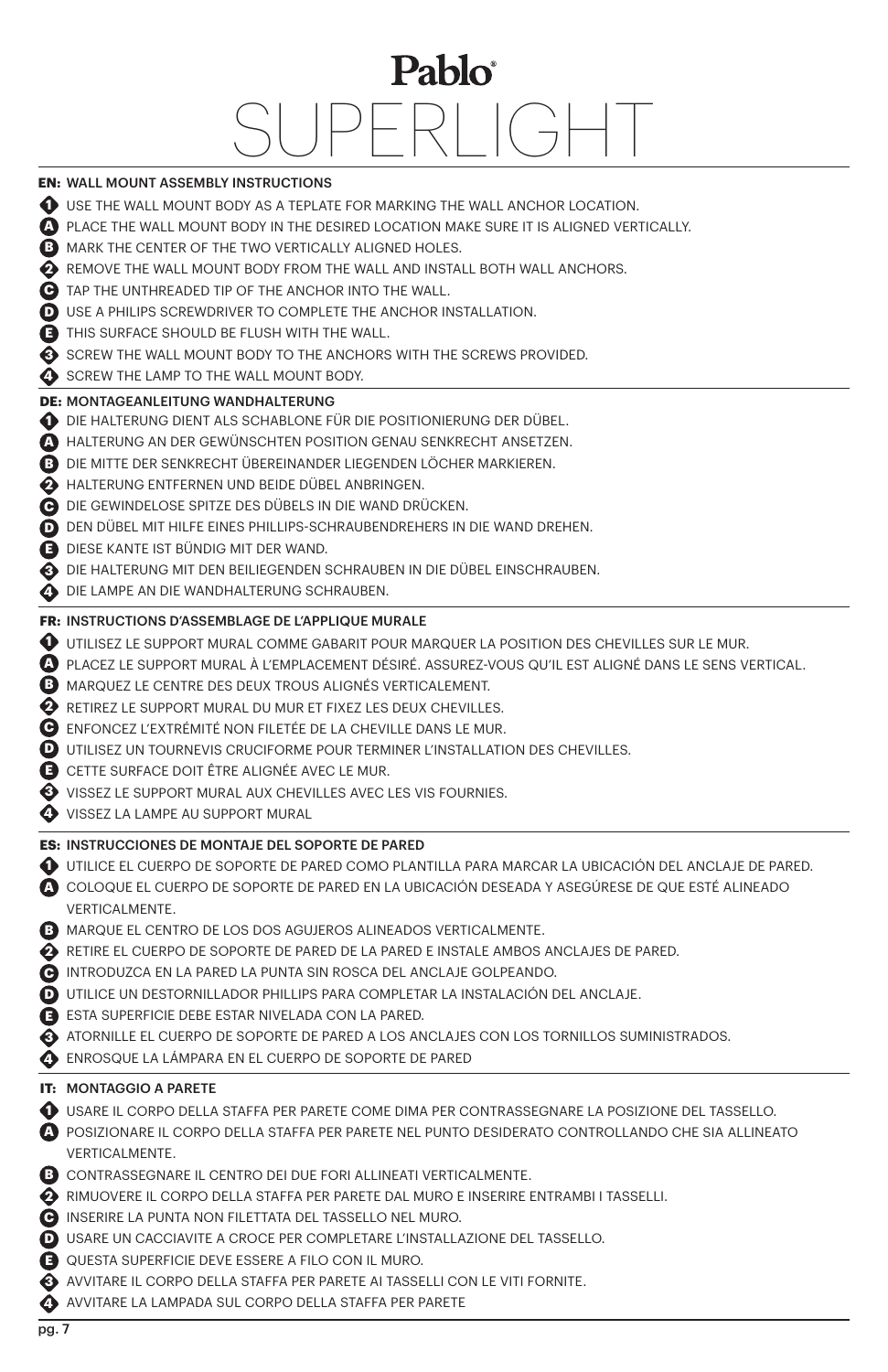# Pablo®
# SUPERLIGHT

## EN: WALL MOUNT ASSEMBLY INSTRUCTIONS

1. USE THE WALL MOUNT BODY AS A TEPLATE FOR MARKING THE WALL ANCHOR LOCATION.
   - A. PLACE THE WALL MOUNT BODY IN THE DESIRED LOCATION MAKE SURE IT IS ALIGNED VERTICALLY.
   - B. MARK THE CENTER OF THE TWO VERTICALLY ALIGNED HOLES.
2. REMOVE THE WALL MOUNT BODY FROM THE WALL AND INSTALL BOTH WALL ANCHORS.
   - C. TAP THE UNTHREADED TIP OF THE ANCHOR INTO THE WALL.
   - D. USE A PHILIPS SCREWDRIVER TO COMPLETE THE ANCHOR INSTALLATION.
   - E. THIS SURFACE SHOULD BE FLUSH WITH THE WALL.
3. SCREW THE WALL MOUNT BODY TO THE ANCHORS WITH THE SCREWS PROVIDED.
4. SCREW THE LAMP TO THE WALL MOUNT BODY.

## DE: MONTAGEANLEITUNG WANDHALTERUNG

1. DIE HALTERUNG DIENT ALS SCHABLONE FÜR DIE POSITIONIERUNG DER DÜBEL.
   - A. HALTERUNG AN DER GEWÜNSCHTEN POSITION GENAU SENKRECHT ANSETZEN.
   - B. DIE MITTE DER SENKRECHT ÜBEREINANDER LIEGENDEN LÖCHER MARKIEREN.
2. HALTERUNG ENTFERNEN UND BEIDE DÜBEL ANBRINGEN.
   - C. DIE GEWINDELOSE SPITZE DES DÜBELS IN DIE WAND DRÜCKEN.
   - D. DEN DÜBEL MIT HILFE EINES PHILLIPS-SCHRAUBENDREHERS IN DIE WAND DREHEN.
   - E. DIESE KANTE IST BÜNDIG MIT DER WAND.
3. DIE HALTERUNG MIT DEN BEILIEGENDEN SCHRAUBEN IN DIE DÜBEL EINSCHRAUBEN.
4. DIE LAMPE AN DIE WANDHALTERUNG SCHRAUBEN.

## FR: INSTRUCTIONS D'ASSEMBLAGE DE L'APPLIQUE MURALE

1. UTILISEZ LE SUPPORT MURAL COMME GABARIT POUR MARQUER LA POSITION DES CHEVILLES SUR LE MUR.
   - A. PLACEZ LE SUPPORT MURAL À L'EMPLACEMENT DÉSIRÉ. ASSUREZ-VOUS QU'IL EST ALIGNÉ DANS LE SENS VERTICAL.
   - B. MARQUEZ LE CENTRE DES DEUX TROUS ALIGNÉS VERTICALEMENT.
2. RETIREZ LE SUPPORT MURAL DU MUR ET FIXEZ LES DEUX CHEVILLES.
   - C. ENFONCEZ L'EXTRÉMITÉ NON FILETÉE DE LA CHEVILLE DANS LE MUR.
   - D. UTILISEZ UN TOURNEVIS CRUCIFORME POUR TERMINER L'INSTALLATION DES CHEVILLES.
   - E. CETTE SURFACE DOIT ÊTRE ALIGNÉE AVEC LE MUR.
3. VISSEZ LE SUPPORT MURAL AUX CHEVILLES AVEC LES VIS FOURNIES.
4. VISSEZ LA LAMPE AU SUPPORT MURAL

## ES: INSTRUCCIONES DE MONTAJE DEL SOPORTE DE PARED

1. UTILICE EL CUERPO DE SOPORTE DE PARED COMO PLANTILLA PARA MARCAR LA UBICACIÓN DEL ANCLAJE DE PARED.
   - A. COLOQUE EL CUERPO DE SOPORTE DE PARED EN LA UBICACIÓN DESEADA Y ASEGÚRESE DE QUE ESTÉ ALINEADO VERTICALMENTE.
   - B. MARQUE EL CENTRO DE LOS DOS AGUJEROS ALINEADOS VERTICALMENTE.
2. RETIRE EL CUERPO DE SOPORTE DE PARED DE LA PARED E INSTALE AMBOS ANCLAJES DE PARED.
   - C. INTRODUZCA EN LA PARED LA PUNTA SIN ROSCA DEL ANCLAJE GOLPEANDO.
   - D. UTILICE UN DESTORNILLADOR PHILLIPS PARA COMPLETAR LA INSTALACIÓN DEL ANCLAJE.
   - E. ESTA SUPERFICIE DEBE ESTAR NIVELADA CON LA PARED.
3. ATORNILLE EL CUERPO DE SOPORTE DE PARED A LOS ANCLAJES CON LOS TORNILLOS SUMINISTRADOS.
4. ENROSQUE LA LÁMPARA EN EL CUERPO DE SOPORTE DE PARED

## IT: MONTAGGIO A PARETE

1. USARE IL CORPO DELLA STAFFA PER PARETE COME DIMA PER CONTRASSEGNARE LA POSIZIONE DEL TASSELLO.
   - A. POSIZIONARE IL CORPO DELLA STAFFA PER PARETE NEL PUNTO DESIDERATO CONTROLLANDO CHE SIA ALLINEATO VERTICALMENTE.
   - B. CONTRASSEGNARE IL CENTRO DEI DUE FORI ALLINEATI VERTICALMENTE.
2. RIMUOVERE IL CORPO DELLA STAFFA PER PARETE DAL MURO E INSERIRE ENTRAMBI I TASSELLI.
   - C. INSERIRE LA PUNTA NON FILETTATA DEL TASSELLO NEL MURO.
   - D. USARE UN CACCIAVITE A CROCE PER COMPLETARE L'INSTALLAZIONE DEL TASSELLO.
   - E. QUESTA SUPERFICIE DEVE ESSERE A FILO CON IL MURO.
3. AVVITARE IL CORPO DELLA STAFFA PER PARETE AI TASSELLI CON LE VITI FORNITE.
4. AVVITARE LA LAMPADA SUL CORPO DELLA STAFFA PER PARETE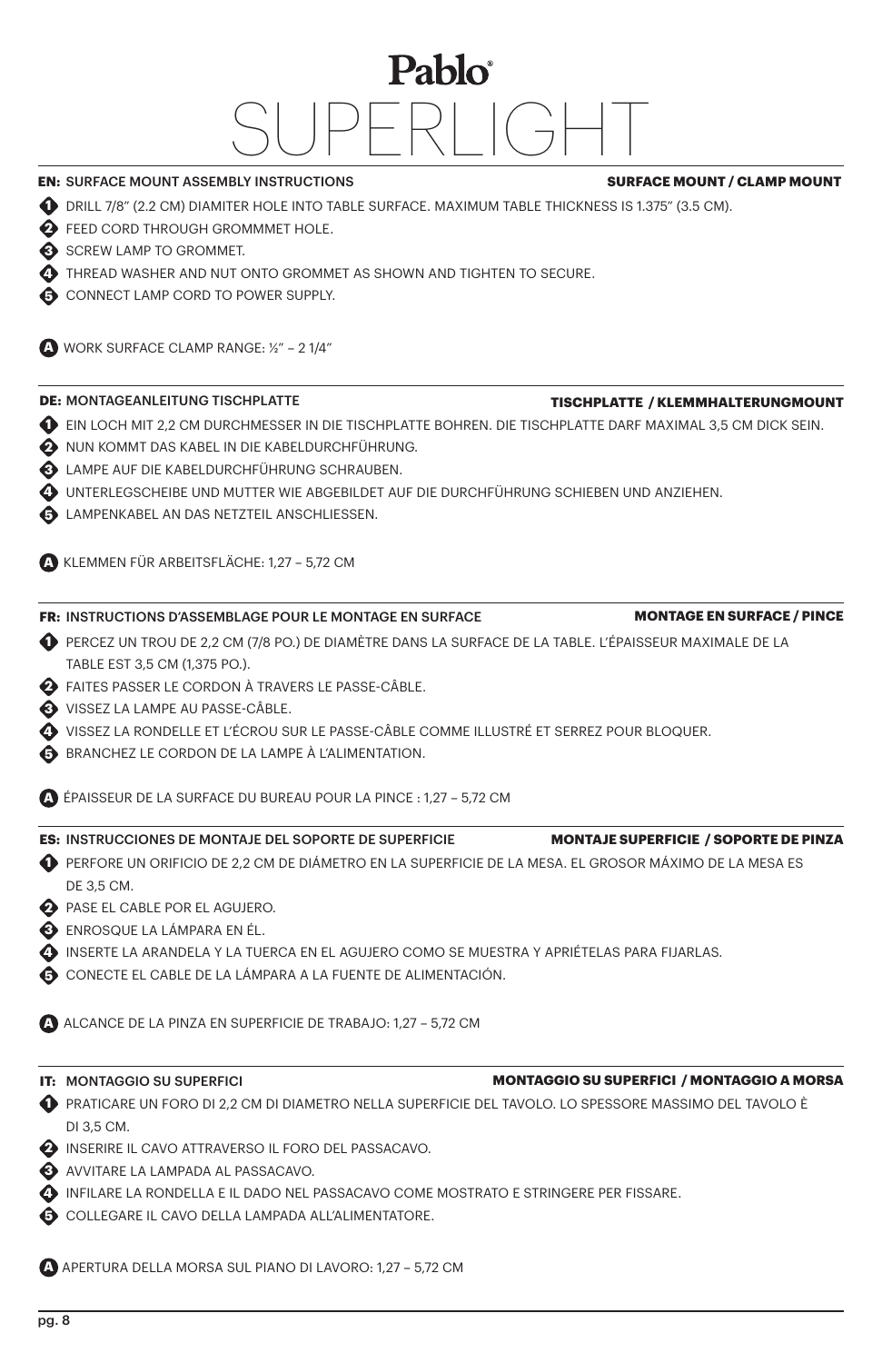# Pablo® SUPERLIGHT

**EN:** SURFACE MOUNT ASSEMBLY INSTRUCTIONS — **SURFACE MOUNT / CLAMP MOUNT**

1. DRILL 7/8" (2.2 CM) DIAMITER HOLE INTO TABLE SURFACE. MAXIMUM TABLE THICKNESS IS 1.375" (3.5 CM).
2. FEED CORD THROUGH GROMMMET HOLE.
3. SCREW LAMP TO GROMMET.
4. THREAD WASHER AND NUT ONTO GROMMET AS SHOWN AND TIGHTEN TO SECURE.
5. CONNECT LAMP CORD TO POWER SUPPLY.

**A** WORK SURFACE CLAMP RANGE: ½" – 2 1/4"

**DE:** MONTAGEANLEITUNG TISCHPLATTE — **TISCHPLATTE / KLEMMHALTERUNGMOUNT**

1. EIN LOCH MIT 2,2 CM DURCHMESSER IN DIE TISCHPLATTE BOHREN. DIE TISCHPLATTE DARF MAXIMAL 3,5 CM DICK SEIN.
2. NUN KOMMT DAS KABEL IN DIE KABELDURCHFÜHRUNG.
3. LAMPE AUF DIE KABELDURCHFÜHRUNG SCHRAUBEN.
4. UNTERLEGSCHEIBE UND MUTTER WIE ABGEBILDET AUF DIE DURCHFÜHRUNG SCHIEBEN UND ANZIEHEN.
5. LAMPENKABEL AN DAS NETZTEIL ANSCHLIESSEN.

**A** KLEMMEN FÜR ARBEITSFLÄCHE: 1,27 – 5,72 CM

**FR:** INSTRUCTIONS D'ASSEMBLAGE POUR LE MONTAGE EN SURFACE — **MONTAGE EN SURFACE / PINCE**

1. PERCEZ UN TROU DE 2,2 CM (7/8 PO.) DE DIAMÈTRE DANS LA SURFACE DE LA TABLE. L'ÉPAISSEUR MAXIMALE DE LA TABLE EST 3,5 CM (1,375 PO.).
2. FAITES PASSER LE CORDON À TRAVERS LE PASSE-CÂBLE.
3. VISSEZ LA LAMPE AU PASSE-CÂBLE.
4. VISSEZ LA RONDELLE ET L'ÉCROU SUR LE PASSE-CÂBLE COMME ILLUSTRÉ ET SERREZ POUR BLOQUER.
5. BRANCHEZ LE CORDON DE LA LAMPE À L'ALIMENTATION.

**A** ÉPAISSEUR DE LA SURFACE DU BUREAU POUR LA PINCE : 1,27 – 5,72 CM

**ES:** INSTRUCCIONES DE MONTAJE DEL SOPORTE DE SUPERFICIE — **MONTAJE SUPERFICIE / SOPORTE DE PINZA**

1. PERFORE UN ORIFICIO DE 2,2 CM DE DIÁMETRO EN LA SUPERFICIE DE LA MESA. EL GROSOR MÁXIMO DE LA MESA ES DE 3,5 CM.
2. PASE EL CABLE POR EL AGUJERO.
3. ENROSQUE LA LÁMPARA EN ÉL.
4. INSERTE LA ARANDELA Y LA TUERCA EN EL AGUJERO COMO SE MUESTRA Y APRIÉTELAS PARA FIJARLAS.
5. CONECTE EL CABLE DE LA LÁMPARA A LA FUENTE DE ALIMENTACIÓN.

**A** ALCANCE DE LA PINZA EN SUPERFICIE DE TRABAJO: 1,27 – 5,72 CM

**IT:** MONTAGGIO SU SUPERFICI — **MONTAGGIO SU SUPERFICI / MONTAGGIO A MORSA**

1. PRATICARE UN FORO DI 2,2 CM DI DIAMETRO NELLA SUPERFICIE DEL TAVOLO. LO SPESSORE MASSIMO DEL TAVOLO È DI 3,5 CM.
2. INSERIRE IL CAVO ATTRAVERSO IL FORO DEL PASSACAVO.
3. AVVITARE LA LAMPADA AL PASSACAVO.
4. INFILARE LA RONDELLA E IL DADO NEL PASSACAVO COME MOSTRATO E STRINGERE PER FISSARE.
5. COLLEGARE IL CAVO DELLA LAMPADA ALL'ALIMENTATORE.

**A** APERTURA DELLA MORSA SUL PIANO DI LAVORO: 1,27 – 5,72 CM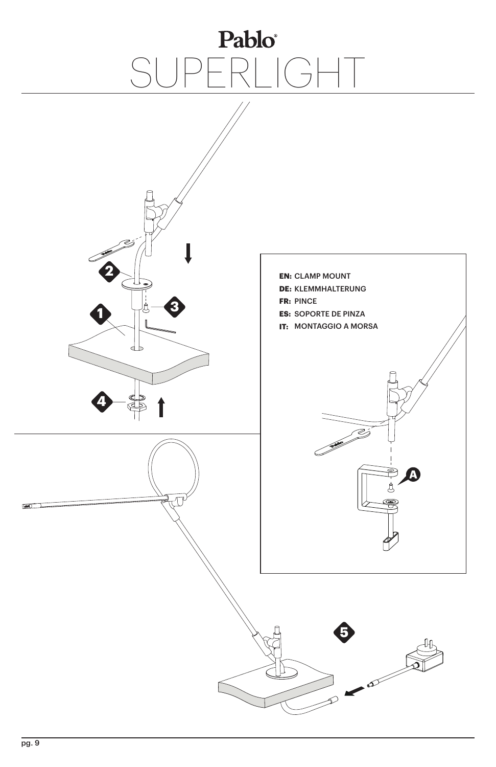# Pablo® SUPERLIGHT

**EN:** CLAMP MOUNT
**DE:** KLEMMHALTERUNG
**FR:** PINCE
**ES:** SOPORTE DE PINZA
**IT:** MONTAGGIO A MORSA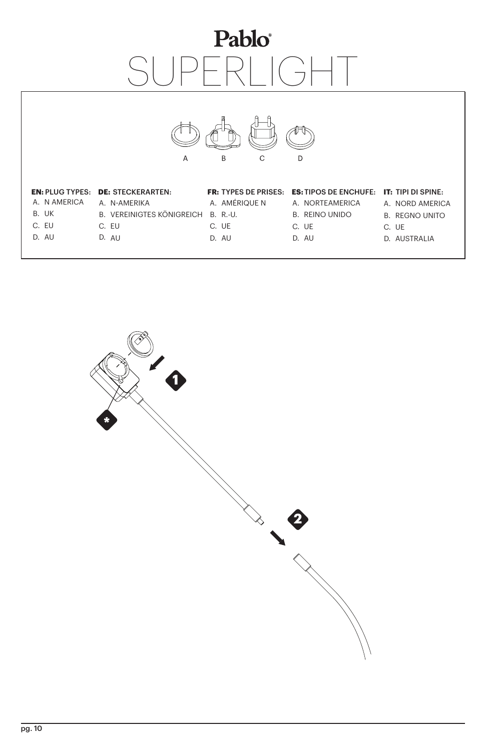# Pablo®

# SUPERLIGHT

A B C D

**EN:** PLUG TYPES:
- A. N AMERICA
- B. UK
- C. EU
- D. AU

**DE:** STECKERARTEN:
- A. N-AMERIKA
- B. VEREINIGTES KÖNIGREICH
- C. EU
- D. AU

**FR:** TYPES DE PRISES:
- A. AMÉRIQUE N
- B. R.-U.
- C. UE
- D. AU

**ES:** TIPOS DE ENCHUFE:
- A. NORTEAMERICA
- B. REINO UNIDO
- C. UE
- D. AU

**IT:** TIPI DI SPINE:
- A. NORD AMERICA
- B. REGNO UNITO
- C. UE
- D. AUSTRALIA

1

*

2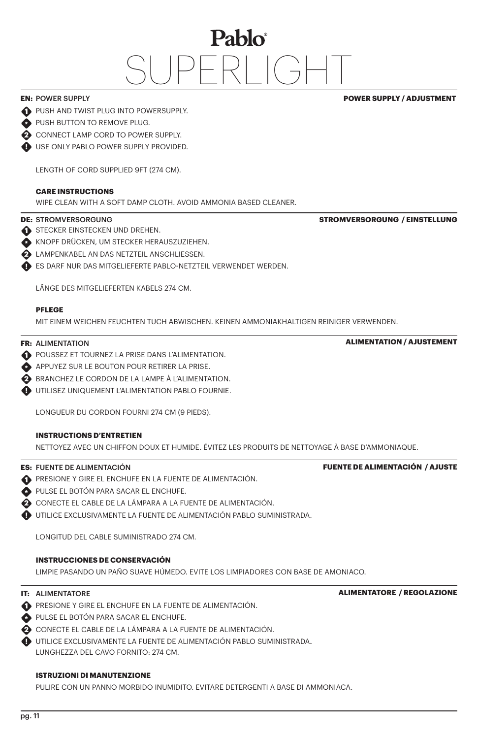# Pablo®
# SUPERLIGHT

**EN:** POWER SUPPLY — **POWER SUPPLY / ADJUSTMENT**

1. PUSH AND TWIST PLUG INTO POWERSUPPLY.

\* PUSH BUTTON TO REMOVE PLUG.

2. CONNECT LAMP CORD TO POWER SUPPLY.

! USE ONLY PABLO POWER SUPPLY PROVIDED.

LENGTH OF CORD SUPPLIED 9FT (274 CM).

**CARE INSTRUCTIONS**

WIPE CLEAN WITH A SOFT DAMP CLOTH. AVOID AMMONIA BASED CLEANER.

---

**DE:** STROMVERSORGUNG — **STROMVERSORGUNG / EINSTELLUNG**

1. STECKER EINSTECKEN UND DREHEN.

\* KNOPF DRÜCKEN, UM STECKER HERAUSZUZIEHEN.

2. LAMPENKABEL AN DAS NETZTEIL ANSCHLIESSEN.

! ES DARF NUR DAS MITGELIEFERTE PABLO-NETZTEIL VERWENDET WERDEN.

LÄNGE DES MITGELIEFERTEN KABELS 274 CM.

**PFLEGE**

MIT EINEM WEICHEN FEUCHTEN TUCH ABWISCHEN. KEINEN AMMONIAKHALTIGEN REINIGER VERWENDEN.

---

**FR:** ALIMENTATION — **ALIMENTATION / AJUSTEMENT**

1. POUSSEZ ET TOURNEZ LA PRISE DANS L'ALIMENTATION.

\* APPUYEZ SUR LE BOUTON POUR RETIRER LA PRISE.

2. BRANCHEZ LE CORDON DE LA LAMPE À L'ALIMENTATION.

! UTILISEZ UNIQUEMENT L'ALIMENTATION PABLO FOURNIE.

LONGUEUR DU CORDON FOURNI 274 CM (9 PIEDS).

**INSTRUCTIONS D'ENTRETIEN**

NETTOYEZ AVEC UN CHIFFON DOUX ET HUMIDE. ÉVITEZ LES PRODUITS DE NETTOYAGE À BASE D'AMMONIAQUE.

---

**ES:** FUENTE DE ALIMENTACIÓN — **FUENTE DE ALIMENTACIÓN / AJUSTE**

1. PRESIONE Y GIRE EL ENCHUFE EN LA FUENTE DE ALIMENTACIÓN.

\* PULSE EL BOTÓN PARA SACAR EL ENCHUFE.

2. CONECTE EL CABLE DE LA LÁMPARA A LA FUENTE DE ALIMENTACIÓN.

! UTILICE EXCLUSIVAMENTE LA FUENTE DE ALIMENTACIÓN PABLO SUMINISTRADA.

LONGITUD DEL CABLE SUMINISTRADO 274 CM.

**INSTRUCCIONES DE CONSERVACIÓN**

LIMPIE PASANDO UN PAÑO SUAVE HÚMEDO. EVITE LOS LIMPIADORES CON BASE DE AMONIACO.

---

**IT:** ALIMENTATORE — **ALIMENTATORE / REGOLAZIONE**

1. PRESIONE Y GIRE EL ENCHUFE EN LA FUENTE DE ALIMENTACIÓN.

\* PULSE EL BOTÓN PARA SACAR EL ENCHUFE.

2. CONECTE EL CABLE DE LA LÁMPARA A LA FUENTE DE ALIMENTACIÓN.

! UTILICE EXCLUSIVAMENTE LA FUENTE DE ALIMENTACIÓN PABLO SUMINISTRADA.

LUNGHEZZA DEL CAVO FORNITO: 274 CM.

**ISTRUZIONI DI MANUTENZIONE**

PULIRE CON UN PANNO MORBIDO INUMIDITO. EVITARE DETERGENTI A BASE DI AMMONIACA.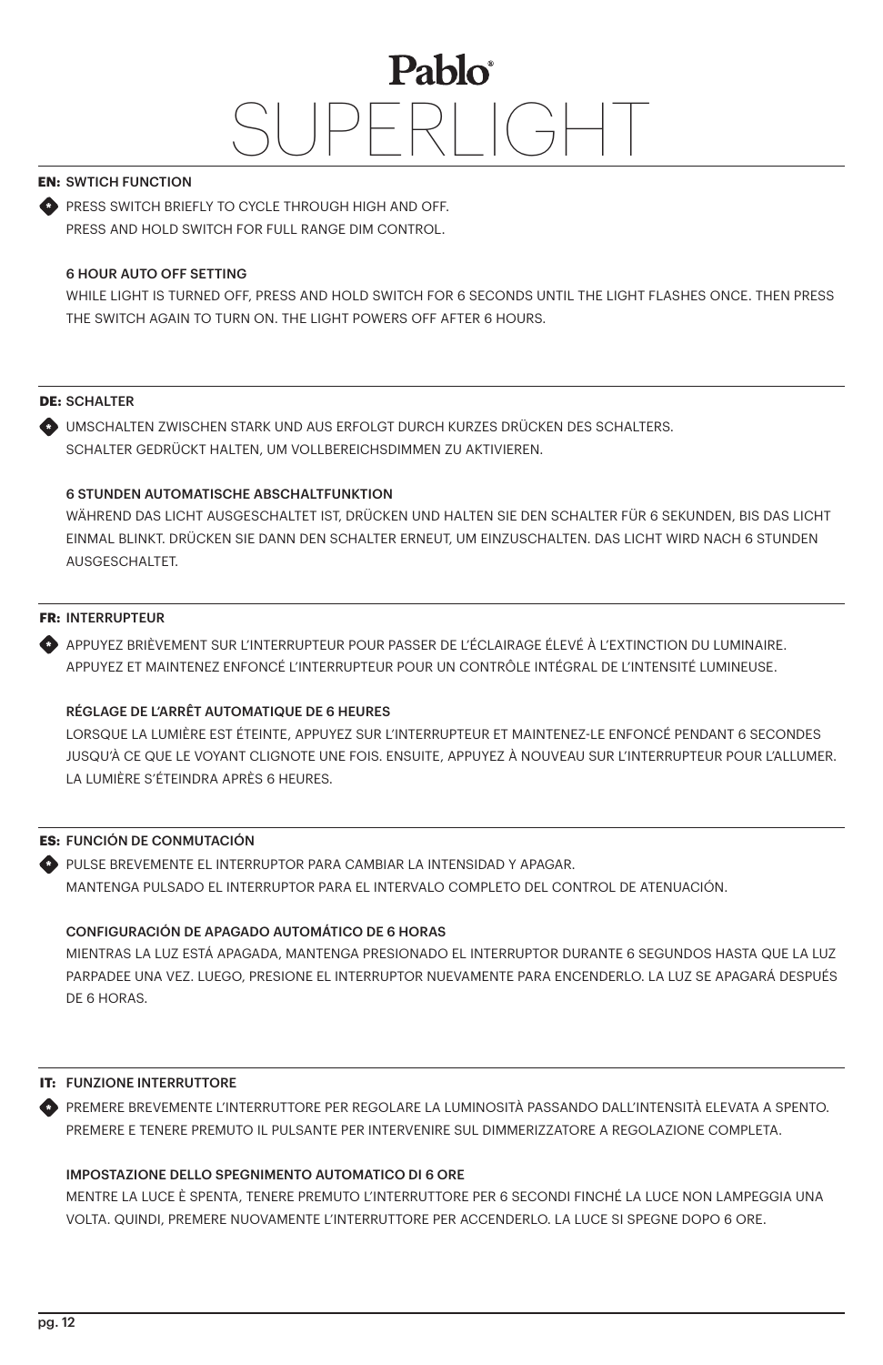# Pablo®
# SUPERLIGHT

**EN:** SWTICH FUNCTION

PRESS SWITCH BRIEFLY TO CYCLE THROUGH HIGH AND OFF.
PRESS AND HOLD SWITCH FOR FULL RANGE DIM CONTROL.

**6 HOUR AUTO OFF SETTING**

WHILE LIGHT IS TURNED OFF, PRESS AND HOLD SWITCH FOR 6 SECONDS UNTIL THE LIGHT FLASHES ONCE. THEN PRESS THE SWITCH AGAIN TO TURN ON. THE LIGHT POWERS OFF AFTER 6 HOURS.

**DE:** SCHALTER

UMSCHALTEN ZWISCHEN STARK UND AUS ERFOLGT DURCH KURZES DRÜCKEN DES SCHALTERS.
SCHALTER GEDRÜCKT HALTEN, UM VOLLBEREICHSDIMMEN ZU AKTIVIEREN.

**6 STUNDEN AUTOMATISCHE ABSCHALTFUNKTION**

WÄHREND DAS LICHT AUSGESCHALTET IST, DRÜCKEN UND HALTEN SIE DEN SCHALTER FÜR 6 SEKUNDEN, BIS DAS LICHT EINMAL BLINKT. DRÜCKEN SIE DANN DEN SCHALTER ERNEUT, UM EINZUSCHALTEN. DAS LICHT WIRD NACH 6 STUNDEN AUSGESCHALTET.

**FR:** INTERRUPTEUR

APPUYEZ BRIÈVEMENT SUR L'INTERRUPTEUR POUR PASSER DE L'ÉCLAIRAGE ÉLEVÉ À L'EXTINCTION DU LUMINAIRE.
APPUYEZ ET MAINTENEZ ENFONCÉ L'INTERRUPTEUR POUR UN CONTRÔLE INTÉGRAL DE L'INTENSITÉ LUMINEUSE.

**RÉGLAGE DE L'ARRÊT AUTOMATIQUE DE 6 HEURES**

LORSQUE LA LUMIÈRE EST ÉTEINTE, APPUYEZ SUR L'INTERRUPTEUR ET MAINTENEZ-LE ENFONCÉ PENDANT 6 SECONDES JUSQU'À CE QUE LE VOYANT CLIGNOTE UNE FOIS. ENSUITE, APPUYEZ À NOUVEAU SUR L'INTERRUPTEUR POUR L'ALLUMER. LA LUMIÈRE S'ÉTEINDRA APRÈS 6 HEURES.

**ES:** FUNCIÓN DE CONMUTACIÓN

PULSE BREVEMENTE EL INTERRUPTOR PARA CAMBIAR LA INTENSIDAD Y APAGAR.
MANTENGA PULSADO EL INTERRUPTOR PARA EL INTERVALO COMPLETO DEL CONTROL DE ATENUACIÓN.

**CONFIGURACIÓN DE APAGADO AUTOMÁTICO DE 6 HORAS**

MIENTRAS LA LUZ ESTÁ APAGADA, MANTENGA PRESIONADO EL INTERRUPTOR DURANTE 6 SEGUNDOS HASTA QUE LA LUZ PARPADEE UNA VEZ. LUEGO, PRESIONE EL INTERRUPTOR NUEVAMENTE PARA ENCENDERLO. LA LUZ SE APAGARÁ DESPUÉS DE 6 HORAS.

**IT:** FUNZIONE INTERRUTTORE

PREMERE BREVEMENTE L'INTERRUTTORE PER REGOLARE LA LUMINOSITÀ PASSANDO DALL'INTENSITÀ ELEVATA A SPENTO.
PREMERE E TENERE PREMUTO IL PULSANTE PER INTERVENIRE SUL DIMMERIZZATORE A REGOLAZIONE COMPLETA.

**IMPOSTAZIONE DELLO SPEGNIMENTO AUTOMATICO DI 6 ORE**

MENTRE LA LUCE È SPENTA, TENERE PREMUTO L'INTERRUTTORE PER 6 SECONDI FINCHÉ LA LUCE NON LAMPEGGIA UNA VOLTA. QUINDI, PREMERE NUOVAMENTE L'INTERRUTTORE PER ACCENDERLO. LA LUCE SI SPEGNE DOPO 6 ORE.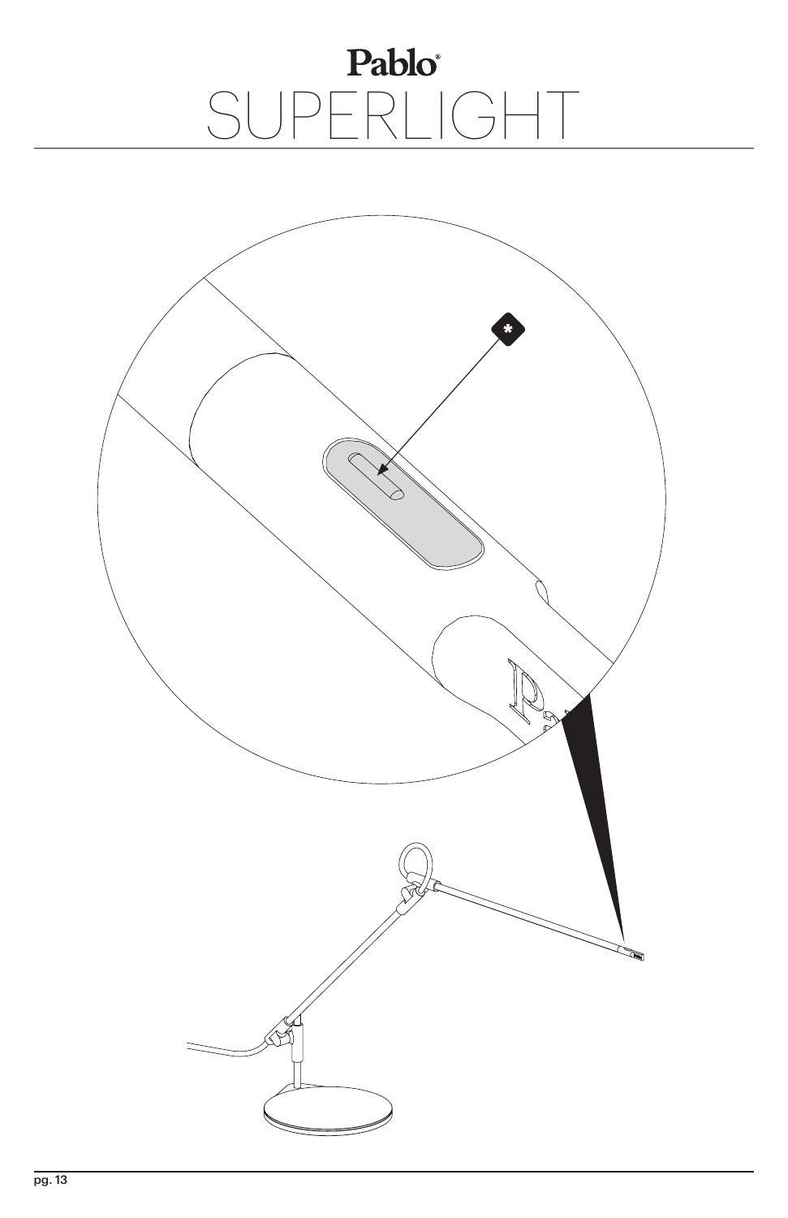# Pablo® SUPERLIGHT

*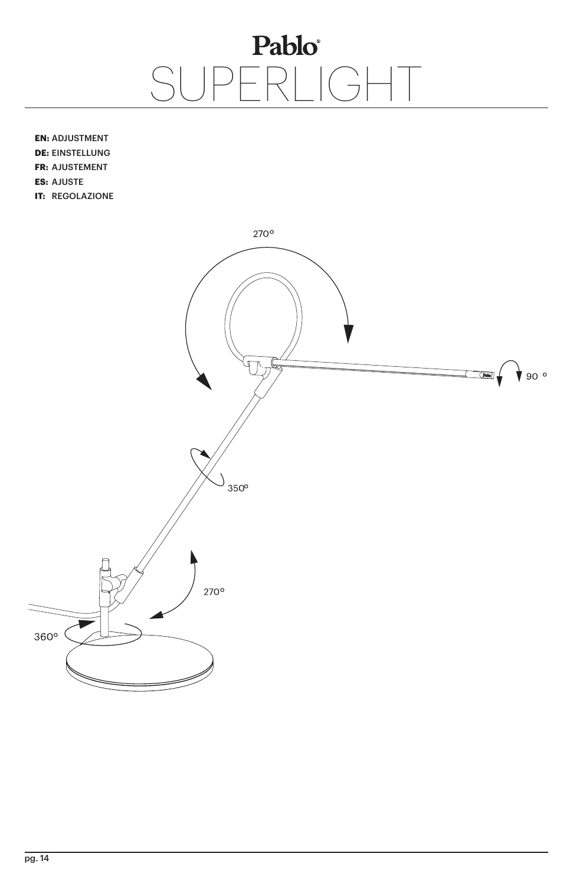# Pablo®
# SUPERLIGHT

**EN:** ADJUSTMENT
**DE:** EINSTELLUNG
**FR:** AJUSTEMENT
**ES:** AJUSTE
**IT:** REGOLAZIONE

270°

90 °

350°

270°

360°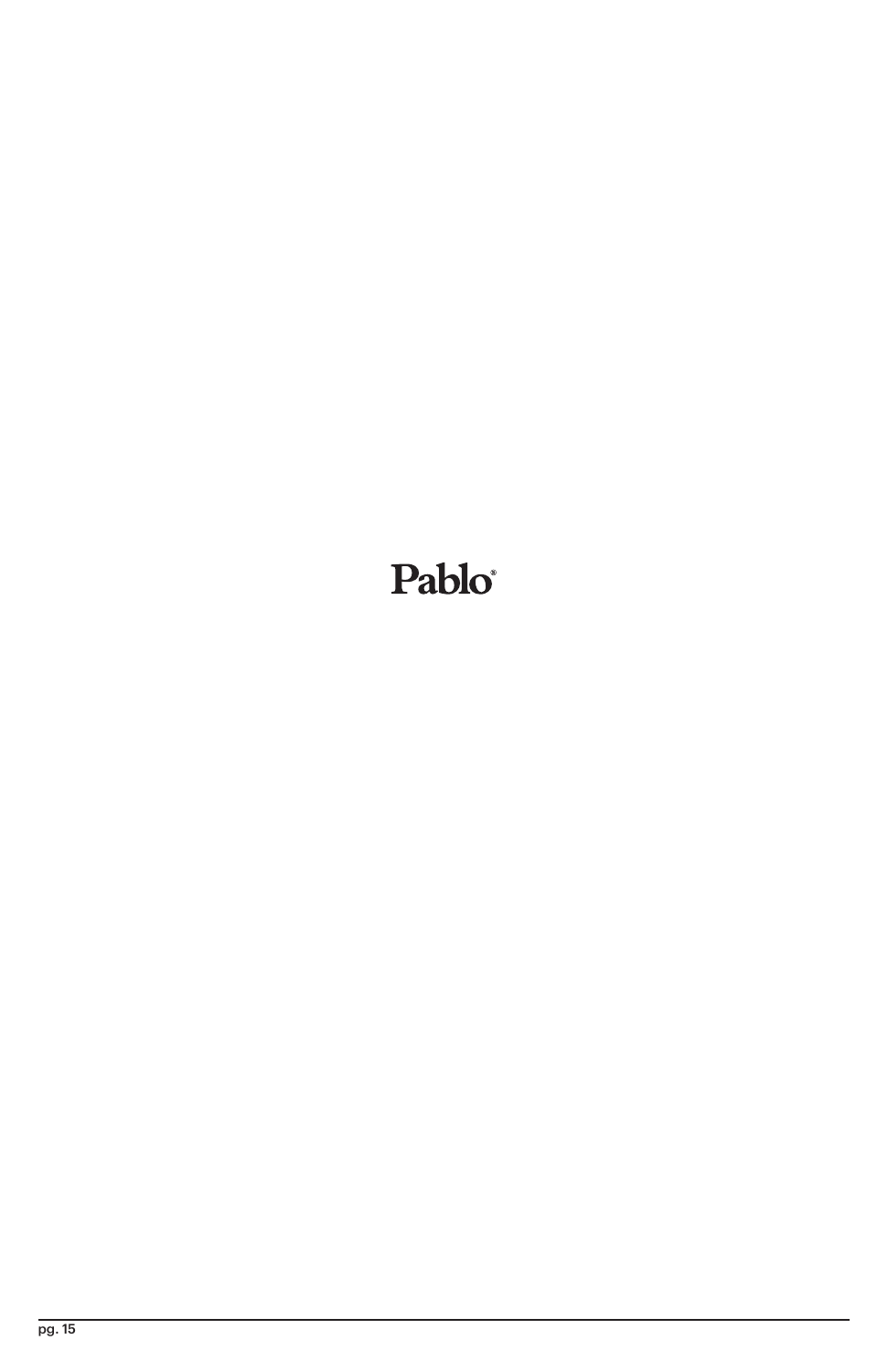Pablo®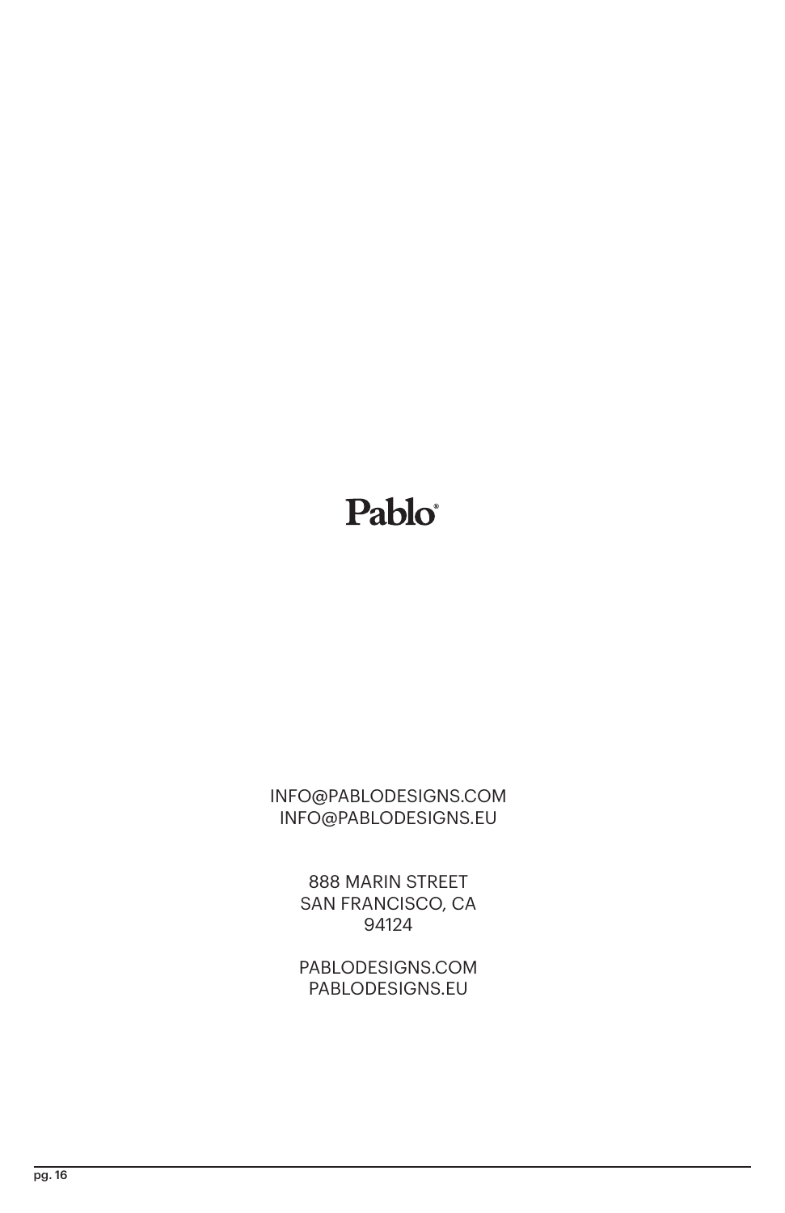Pablo®

INFO@PABLODESIGNS.COM
INFO@PABLODESIGNS.EU

888 MARIN STREET
SAN FRANCISCO, CA
94124

PABLODESIGNS.COM
PABLODESIGNS.EU